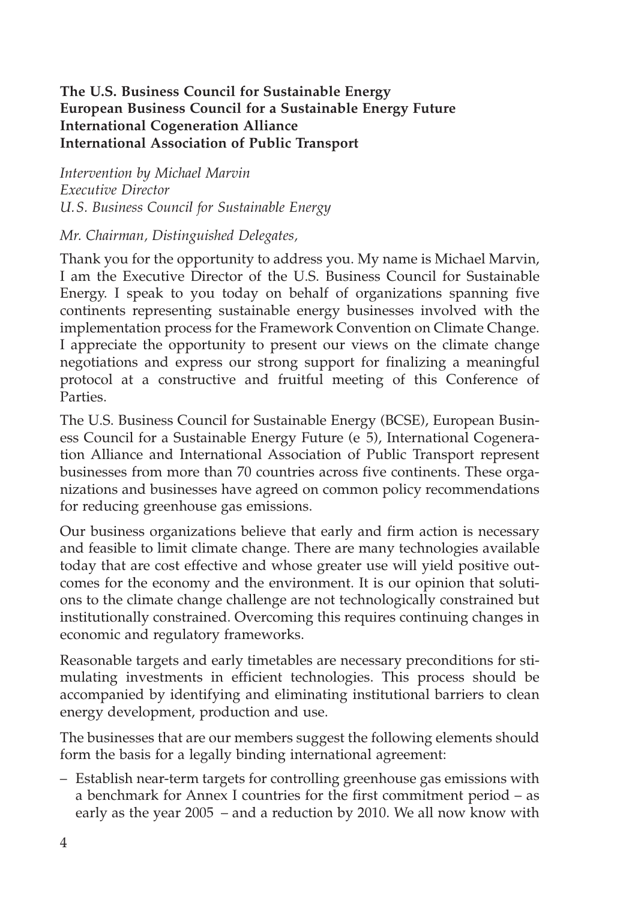**The U.S. Business Council for Sustainable Energy**
**European Business Council for a Sustainable Energy Future**
**International Cogeneration Alliance**
**International Association of Public Transport**

*Intervention by Michael Marvin*
*Executive Director*
*U.S. Business Council for Sustainable Energy*

*Mr. Chairman, Distinguished Delegates,*

Thank you for the opportunity to address you. My name is Michael Marvin, I am the Executive Director of the U.S. Business Council for Sustainable Energy. I speak to you today on behalf of organizations spanning five continents representing sustainable energy businesses involved with the implementation process for the Framework Convention on Climate Change. I appreciate the opportunity to present our views on the climate change negotiations and express our strong support for finalizing a meaningful protocol at a constructive and fruitful meeting of this Conference of Parties.

The U.S. Business Council for Sustainable Energy (BCSE), European Business Council for a Sustainable Energy Future (e 5), International Cogeneration Alliance and International Association of Public Transport represent businesses from more than 70 countries across five continents. These organizations and businesses have agreed on common policy recommendations for reducing greenhouse gas emissions.

Our business organizations believe that early and firm action is necessary and feasible to limit climate change. There are many technologies available today that are cost effective and whose greater use will yield positive outcomes for the economy and the environment. It is our opinion that solutions to the climate change challenge are not technologically constrained but institutionally constrained. Overcoming this requires continuing changes in economic and regulatory frameworks.

Reasonable targets and early timetables are necessary preconditions for stimulating investments in efficient technologies. This process should be accompanied by identifying and eliminating institutional barriers to clean energy development, production and use.

The businesses that are our members suggest the following elements should form the basis for a legally binding international agreement:

– Establish near-term targets for controlling greenhouse gas emissions with a benchmark for Annex I countries for the first commitment period – as early as the year 2005 – and a reduction by 2010. We all now know with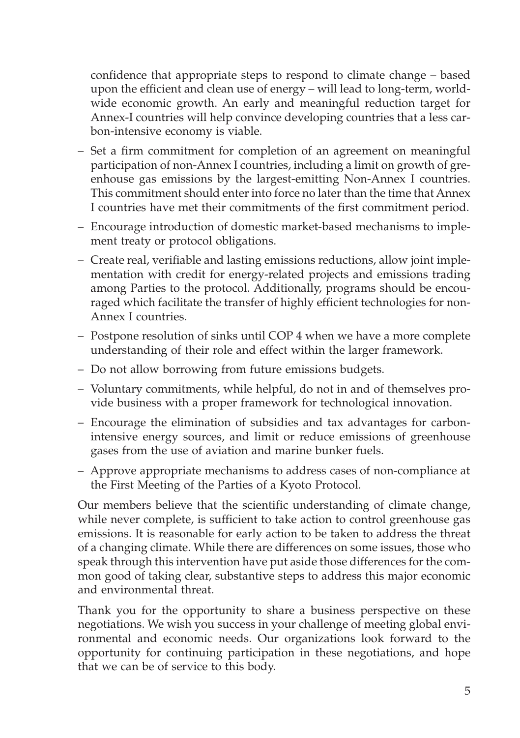confidence that appropriate steps to respond to climate change – based upon the efficient and clean use of energy – will lead to long-term, worldwide economic growth. An early and meaningful reduction target for Annex-I countries will help convince developing countries that a less carbon-intensive economy is viable.

- Set a firm commitment for completion of an agreement on meaningful participation of non-Annex I countries, including a limit on growth of greenhouse gas emissions by the largest-emitting Non-Annex I countries. This commitment should enter into force no later than the time that Annex I countries have met their commitments of the first commitment period.
- Encourage introduction of domestic market-based mechanisms to implement treaty or protocol obligations.
- Create real, verifiable and lasting emissions reductions, allow joint implementation with credit for energy-related projects and emissions trading among Parties to the protocol. Additionally, programs should be encouraged which facilitate the transfer of highly efficient technologies for non-Annex I countries.
- Postpone resolution of sinks until COP 4 when we have a more complete understanding of their role and effect within the larger framework.
- Do not allow borrowing from future emissions budgets.
- Voluntary commitments, while helpful, do not in and of themselves provide business with a proper framework for technological innovation.
- Encourage the elimination of subsidies and tax advantages for carbon-intensive energy sources, and limit or reduce emissions of greenhouse gases from the use of aviation and marine bunker fuels.
- Approve appropriate mechanisms to address cases of non-compliance at the First Meeting of the Parties of a Kyoto Protocol.

Our members believe that the scientific understanding of climate change, while never complete, is sufficient to take action to control greenhouse gas emissions. It is reasonable for early action to be taken to address the threat of a changing climate. While there are differences on some issues, those who speak through this intervention have put aside those differences for the common good of taking clear, substantive steps to address this major economic and environmental threat.

Thank you for the opportunity to share a business perspective on these negotiations. We wish you success in your challenge of meeting global environmental and economic needs. Our organizations look forward to the opportunity for continuing participation in these negotiations, and hope that we can be of service to this body.